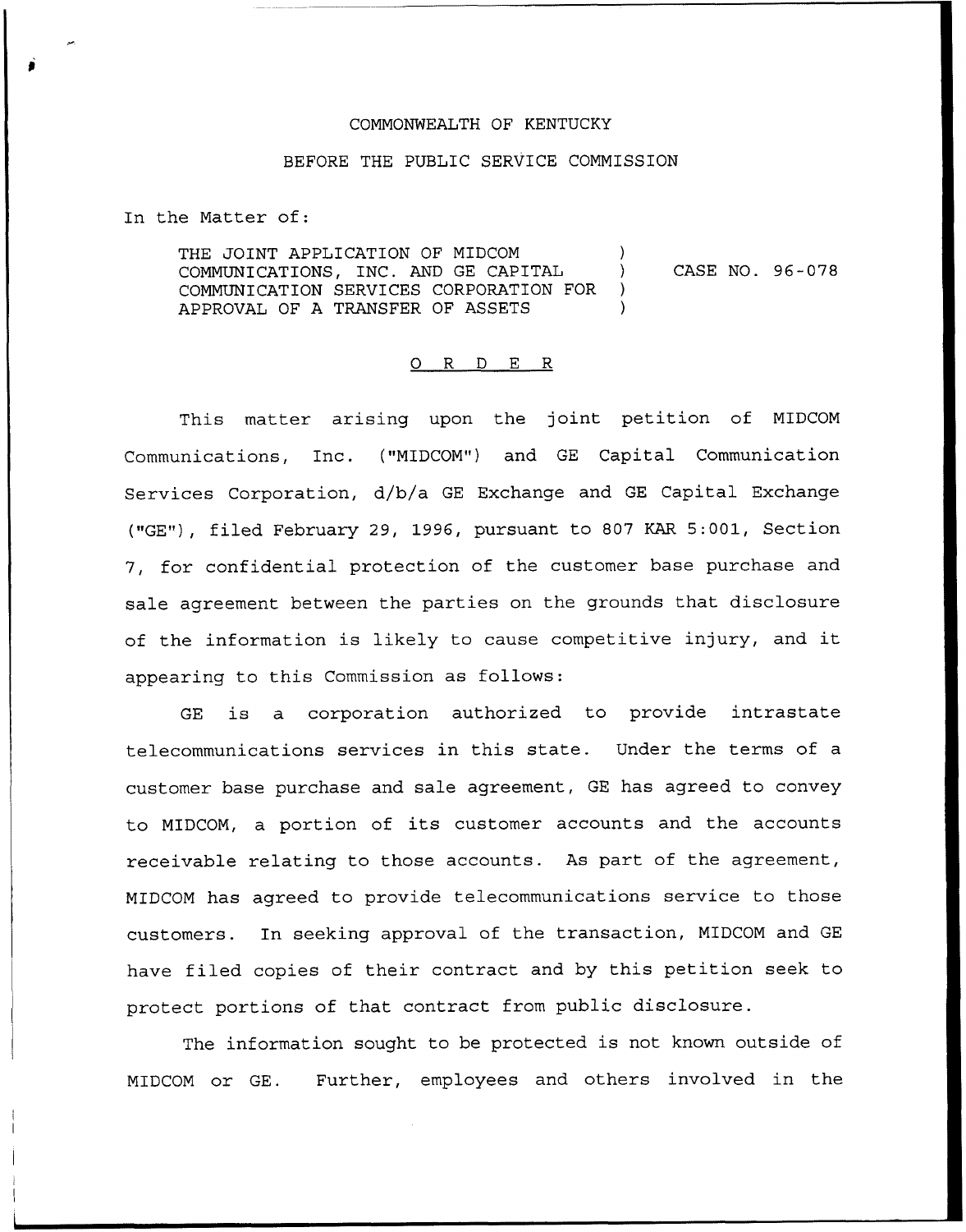COMMONWEALTH OF KENTUCKY

BEFORE THE PUBLIC SERVICE COMMISSION

In the Matter of:

THE JOINT APPLICATION OF MIDCOM COMMUNICATIONS, INC. AND GE CAPITAL COMMUNICATION SERVICES CORPORATION FOR APPROVAL OF A TRANSFER OF ASSETS ) CASE NO. 96-078

## O R D E R

This matter arising upon the joint petition of MIDCOM Communications, Inc. ("MIDCOM") and GE Capital Communication Services Corporation, d/b/a GE Exchange and GE Capital Exchange ("GE"), filed February 29, 1996, pursuant to 807 KAR 5:001, Section 7, for confidential protection of the customer base purchase and sale agreement between the parties on the grounds that disclosure of the information is likely to cause competitive injury, and it appearing to this Commission as follows:

GE is a corporation authorized to provide intrastate telecommunications services in this state. Under the terms of a customer base purchase and sale agreement, GE has agreed to convey to MIDCOM, a portion of its customer accounts and the accounts receivable relating to those accounts. As part of the agreement, MIDCOM has agreed to provide telecommunications service to those customers. In seeking approval of the transaction, MIDCOM and GE have filed copies of their contract and by this petition seek to protect portions of that contract from public disclosure.

The information sought to be protected is not known outside of MIDCOM or GE. Further, employees and others involved in the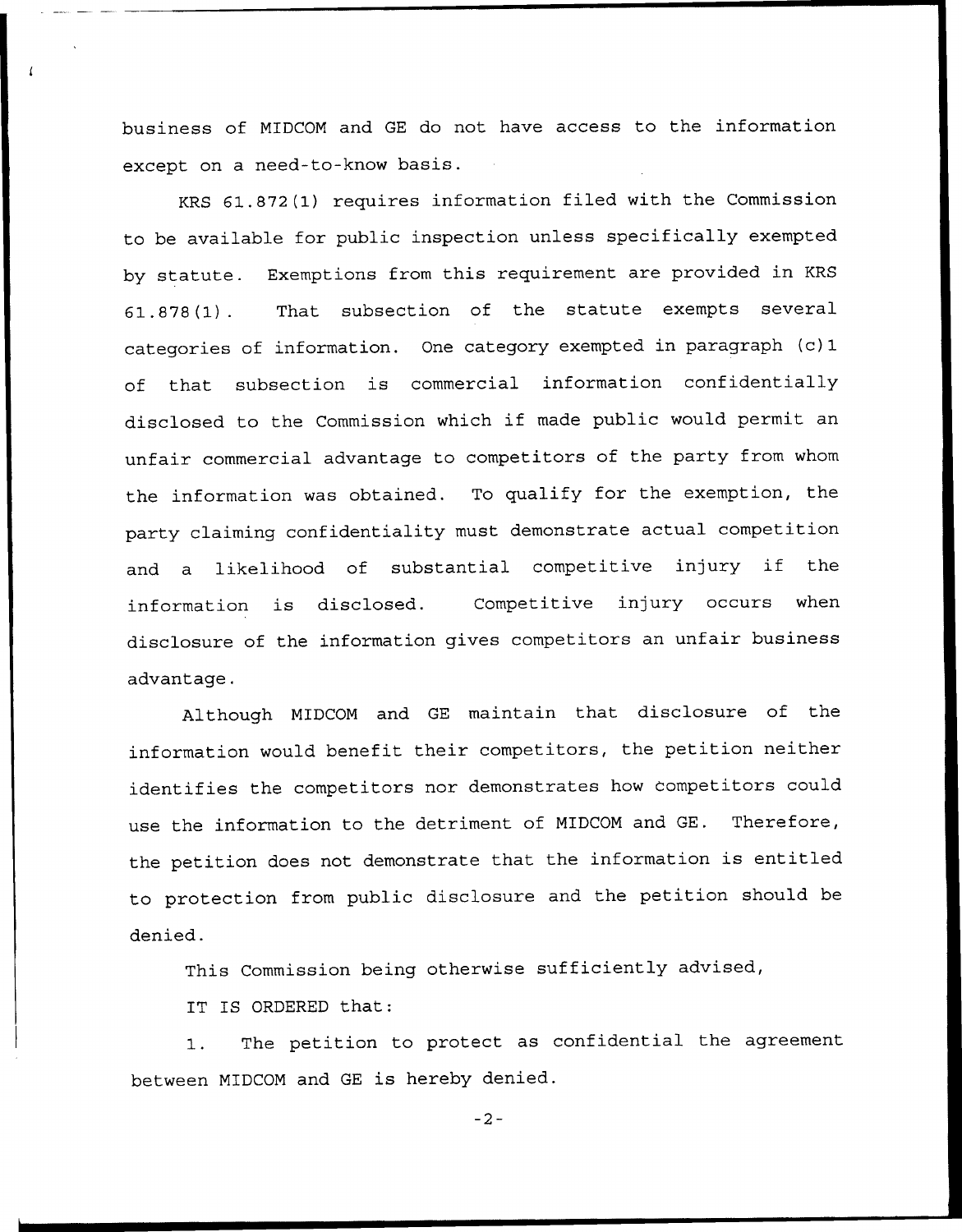business of MIDCOM and GE do not have access to the information except on a need-to-know basis.

KRS 61.872(1) requires information filed with the Commission to be available for public inspection unless specifically exempted by statute. Exemptions from this requirement are provided in KRS 61.878(1). That subsection of the statute exempts several categories of information. One category exempted in paragraph (c)1 of that subsection is commercial information confidentially disclosed to the Commission which if made public would permit an unfair commercial advantage to competitors of the party from whom the information was obtained. To qualify for the exemption, the party claiming confidentiality must demonstrate actual competition and a likelihood of substantial competitive injury if the information is disclosed. Competitive injury occurs when disclosure of the information gives competitors an unfair business advantage.

Although MIDCOM and GE maintain that disclosure of the information would benefit their competitors, the petition neither identifies the competitors nor demonstrates how competitors could use the information to the detriment of MIDCOM and GE. Therefore, the petition does not demonstrate that the information is entitled to protection from public disclosure and the petition should be denied.

This Commission being otherwise sufficiently advised,

IT IS ORDERED that:

1. The petition to protect as confidential the agreement between MIDCOM and GE is hereby denied.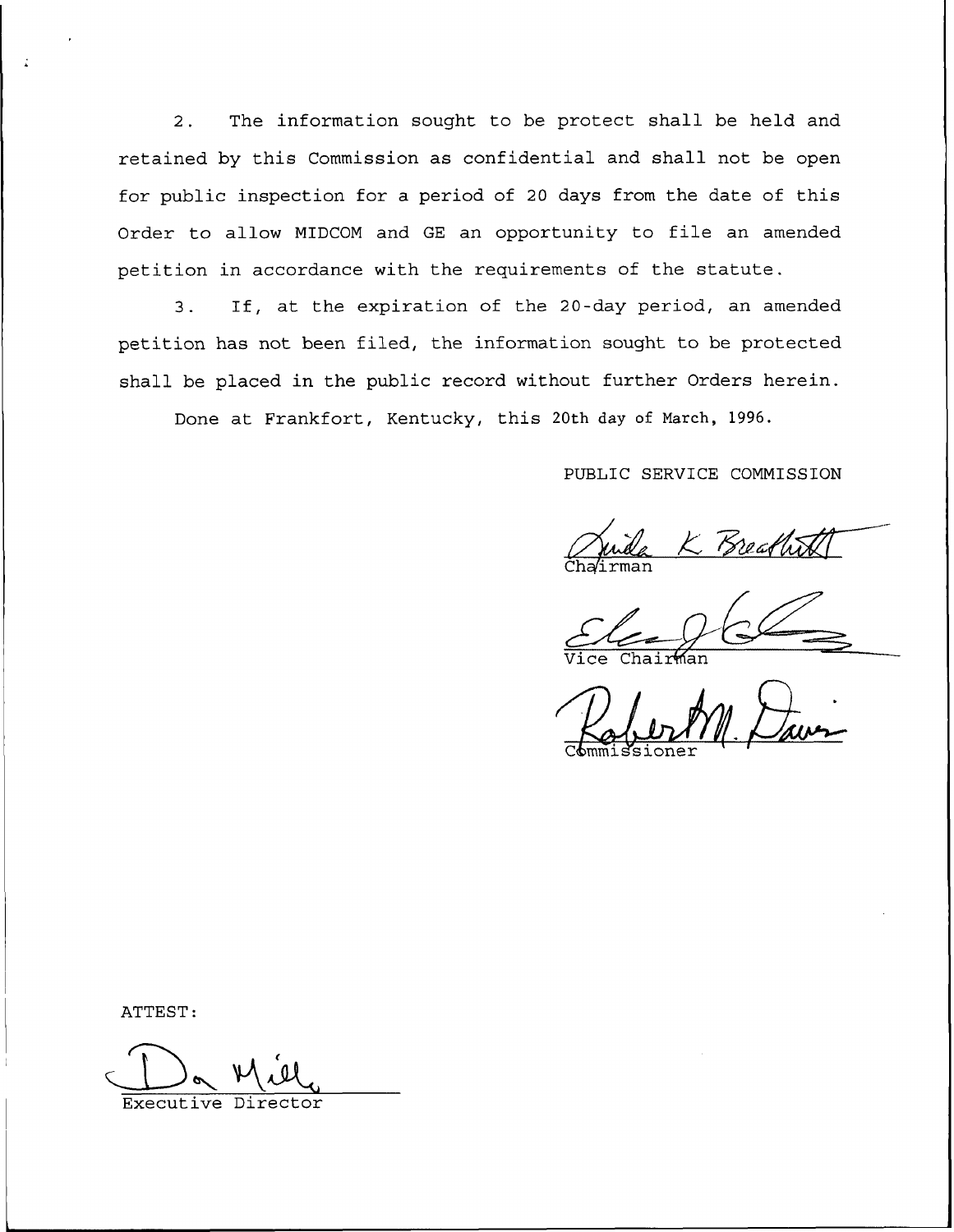2. The information sought to be protect shall be held and retained by this Commission as confidential and shall not be open for public inspection for a period of 20 days from the date of this Order to allow MIDCOM and GE an opportunity to file an amended petition in accordance with the requirements of the statute.

3. If, at the expiration of the 20-day period, an amended petition has not been filed, the information sought to be protected shall be placed in the public record without further Orders herein.

Done at Frankfort, Kentucky, this 20th day of March, 1996.

PUBLIC SERVICE COMMISSION

Linda K. Breathitt
Chairman

Vice Chairman

Robert M. Davis
Commissioner

ATTEST:

Don Mills
Executive Director